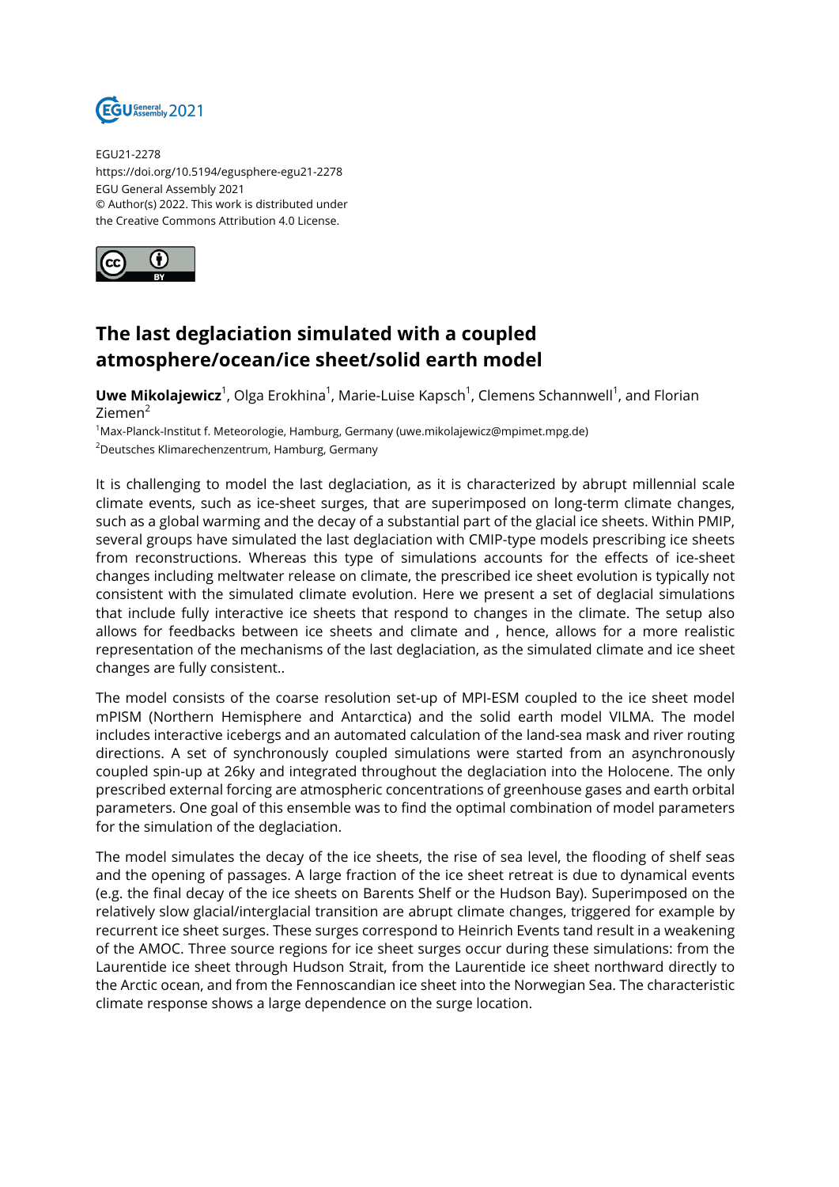EGU21-2278
https://doi.org/10.5194/egusphere-egu21-2278
EGU General Assembly 2021
© Author(s) 2022. This work is distributed under
the Creative Commons Attribution 4.0 License.

# The last deglaciation simulated with a coupled atmosphere/ocean/ice sheet/solid earth model

**Uwe Mikolajewicz**[1], Olga Erokhina[1], Marie-Luise Kapsch[1], Clemens Schannwell[1], and Florian Ziemen[2]

[1]Max-Planck-Institut f. Meteorologie, Hamburg, Germany (uwe.mikolajewicz@mpimet.mpg.de)
[2]Deutsches Klimarechenzentrum, Hamburg, Germany

It is challenging to model the last deglaciation, as it is characterized by abrupt millennial scale climate events, such as ice-sheet surges, that are superimposed on long-term climate changes, such as a global warming and the decay of a substantial part of the glacial ice sheets. Within PMIP, several groups have simulated the last deglaciation with CMIP-type models prescribing ice sheets from reconstructions. Whereas this type of simulations accounts for the effects of ice-sheet changes including meltwater release on climate, the prescribed ice sheet evolution is typically not consistent with the simulated climate evolution. Here we present a set of deglacial simulations that include fully interactive ice sheets that respond to changes in the climate. The setup also allows for feedbacks between ice sheets and climate and , hence, allows for a more realistic representation of the mechanisms of the last deglaciation, as the simulated climate and ice sheet changes are fully consistent..

The model consists of the coarse resolution set-up of MPI-ESM coupled to the ice sheet model mPISM (Northern Hemisphere and Antarctica) and the solid earth model VILMA. The model includes interactive icebergs and an automated calculation of the land-sea mask and river routing directions. A set of synchronously coupled simulations were started from an asynchronously coupled spin-up at 26ky and integrated throughout the deglaciation into the Holocene. The only prescribed external forcing are atmospheric concentrations of greenhouse gases and earth orbital parameters. One goal of this ensemble was to find the optimal combination of model parameters for the simulation of the deglaciation.

The model simulates the decay of the ice sheets, the rise of sea level, the flooding of shelf seas and the opening of passages. A large fraction of the ice sheet retreat is due to dynamical events (e.g. the final decay of the ice sheets on Barents Shelf or the Hudson Bay). Superimposed on the relatively slow glacial/interglacial transition are abrupt climate changes, triggered for example by recurrent ice sheet surges. These surges correspond to Heinrich Events tand result in a weakening of the AMOC. Three source regions for ice sheet surges occur during these simulations: from the Laurentide ice sheet through Hudson Strait, from the Laurentide ice sheet northward directly to the Arctic ocean, and from the Fennoscandian ice sheet into the Norwegian Sea. The characteristic climate response shows a large dependence on the surge location.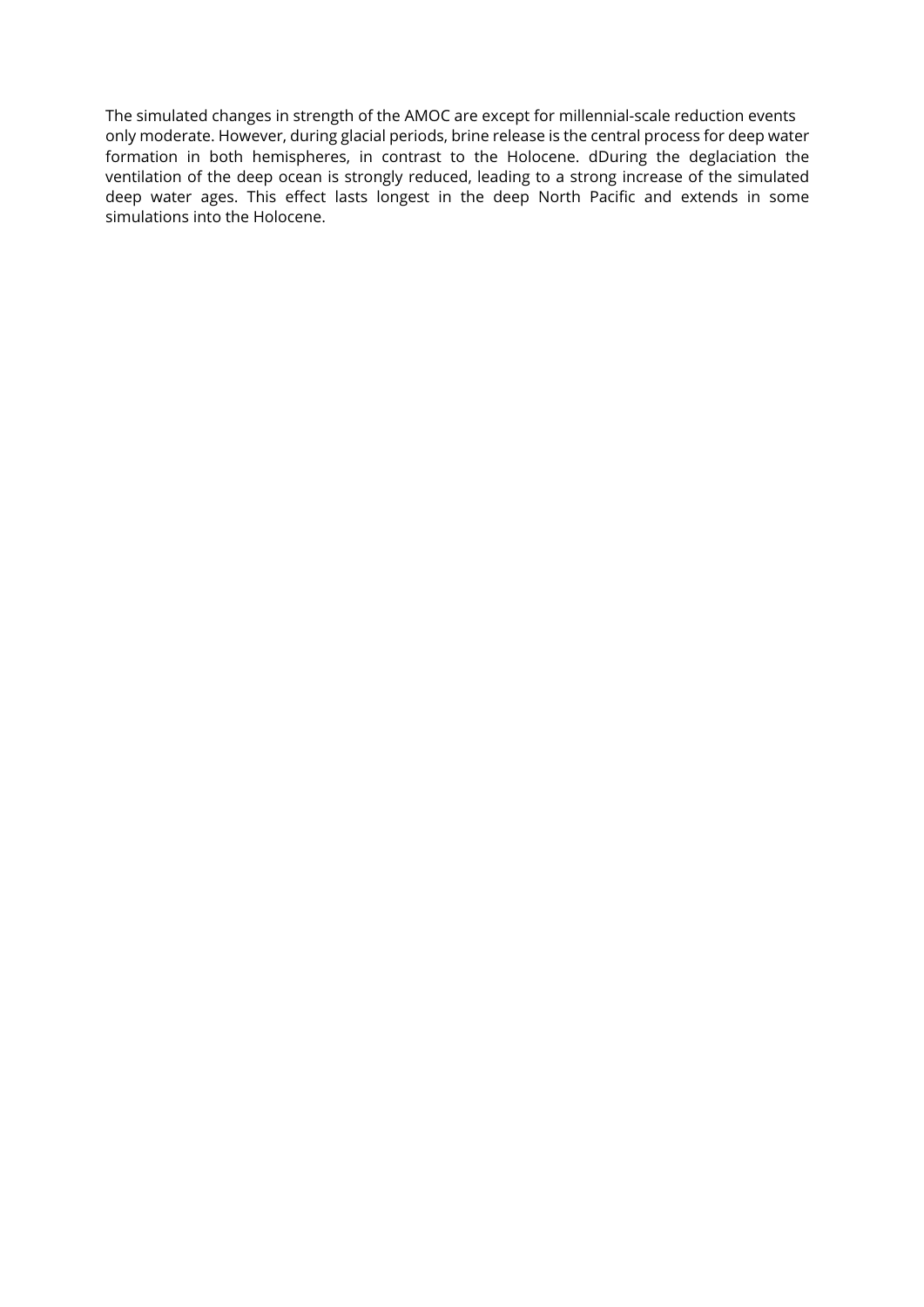The simulated changes in strength of the AMOC are except for millennial-scale reduction events only moderate. However, during glacial periods, brine release is the central process for deep water formation in both hemispheres, in contrast to the Holocene. dDuring the deglaciation the ventilation of the deep ocean is strongly reduced, leading to a strong increase of the simulated deep water ages. This effect lasts longest in the deep North Pacific and extends in some simulations into the Holocene.